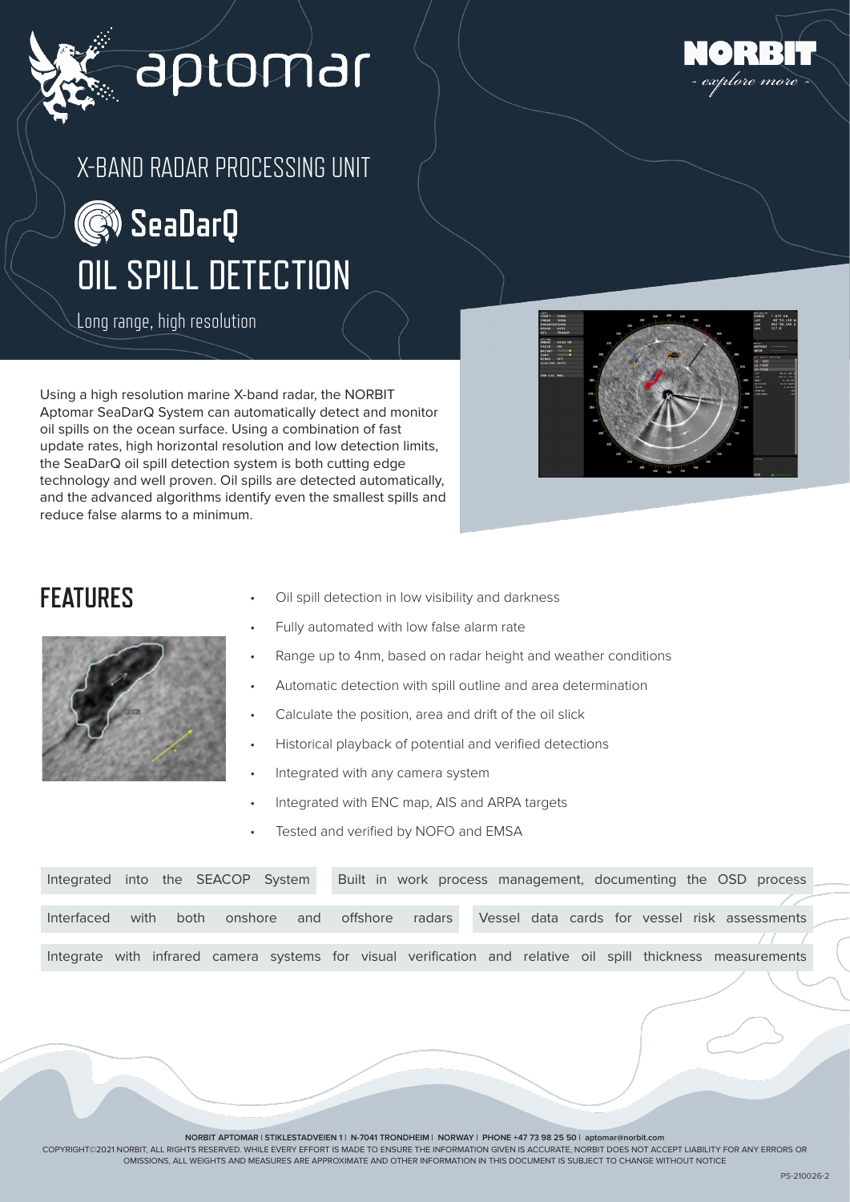aptomar

NORBIT
- explore more -

# X-BAND RADAR PROCESSING UNIT

# SeaDarQ OIL SPILL DETECTION

Long range, high resolution

Using a high resolution marine X-band radar, the NORBIT Aptomar SeaDarQ System can automatically detect and monitor oil spills on the ocean surface. Using a combination of fast update rates, high horizontal resolution and low detection limits, the SeaDarQ oil spill detection system is both cutting edge technology and well proven. Oil spills are detected automatically, and the advanced algorithms identify even the smallest spills and reduce false alarms to a minimum.

## FEATURES

- Oil spill detection in low visibility and darkness
- Fully automated with low false alarm rate
- Range up to 4nm, based on radar height and weather conditions
- Automatic detection with spill outline and area determination
- Calculate the position, area and drift of the oil slick
- Historical playback of potential and verified detections
- Integrated with any camera system
- Integrated with ENC map, AIS and ARPA targets
- Tested and verified by NOFO and EMSA

Integrated into the SEACOP System

Built in work process management, documenting the OSD process

Interfaced with both onshore and offshore radars

Vessel data cards for vessel risk assessments

Integrate with infrared camera systems for visual verification and relative oil spill thickness measurements

**NORBIT APTOMAR | STIKLESTADVEIEN 1 | N-7041 TRONDHEIM | NORWAY | PHONE +47 73 98 25 50 | aptomar@norbit.com**

COPYRIGHT©2021 NORBIT, ALL RIGHTS RESERVED. WHILE EVERY EFFORT IS MADE TO ENSURE THE INFORMATION GIVEN IS ACCURATE, NORBIT DOES NOT ACCEPT LIABILITY FOR ANY ERRORS OR OMISSIONS, ALL WEIGHTS AND MEASURES ARE APPROXIMATE AND OTHER INFORMATION IN THIS DOCUMENT IS SUBJECT TO CHANGE WITHOUT NOTICE

PS-210026-2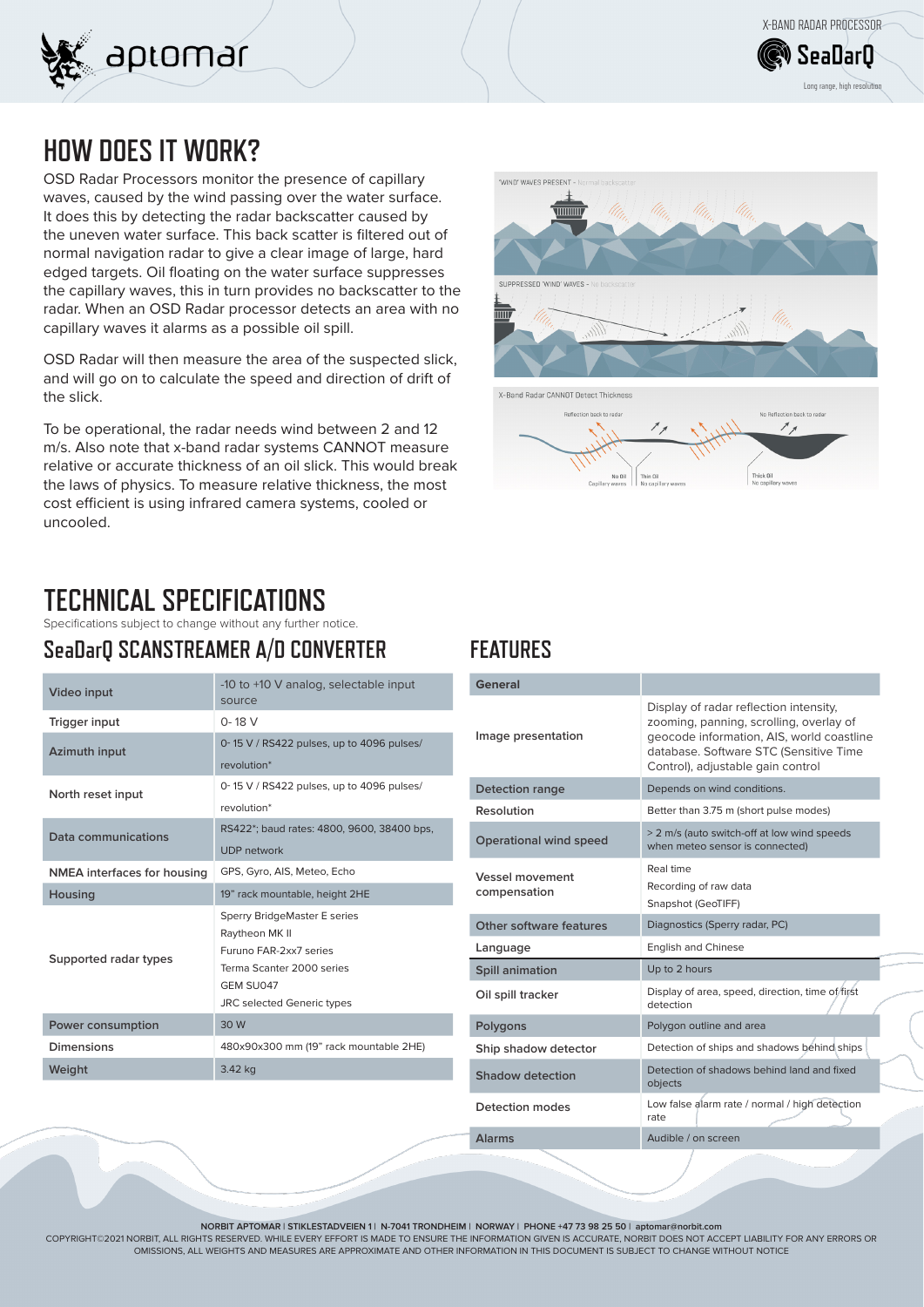# HOW DOES IT WORK?

OSD Radar Processors monitor the presence of capillary waves, caused by the wind passing over the water surface. It does this by detecting the radar backscatter caused by the uneven water surface. This back scatter is filtered out of normal navigation radar to give a clear image of large, hard edged targets. Oil floating on the water surface suppresses the capillary waves, this in turn provides no backscatter to the radar. When an OSD Radar processor detects an area with no capillary waves it alarms as a possible oil spill.

OSD Radar will then measure the area of the suspected slick, and will go on to calculate the speed and direction of drift of the slick.

To be operational, the radar needs wind between 2 and 12 m/s. Also note that x-band radar systems CANNOT measure relative or accurate thickness of an oil slick. This would break the laws of physics. To measure relative thickness, the most cost efficient is using infrared camera systems, cooled or uncooled.

'WIND' WAVES PRESENT – Normal backscatter

SUPPRESSED 'WIND' WAVES – No backscatter

X-Band Radar CANNOT Detect Thickness

Reflection back to radar

No Reflection back to radar

No Oil
Capillary waves

Thin Oil
No capillary waves

Thick Oil
No capillary waves

# TECHNICAL SPECIFICATIONS

Specifications subject to change without any further notice.

## SeaDarQ SCANSTREAMER A/D CONVERTER

| | |
|---|---|
| Video input | -10 to +10 V analog, selectable input source |
| Trigger input | 0- 18 V |
| Azimuth input | 0- 15 V / RS422 pulses, up to 4096 pulses/ revolution* |
| North reset input | 0- 15 V / RS422 pulses, up to 4096 pulses/ revolution* |
| Data communications | RS422*; baud rates: 4800, 9600, 38400 bps, UDP network |
| NMEA interfaces for housing | GPS, Gyro, AIS, Meteo, Echo |
| Housing | 19" rack mountable, height 2HE |
| Supported radar types | Sperry BridgeMaster E series<br>Raytheon MK II<br>Furuno FAR-2xx7 series<br>Terma Scanter 2000 series<br>GEM SU047<br>JRC selected Generic types |
| Power consumption | 30 W |
| Dimensions | 480x90x300 mm (19" rack mountable 2HE) |
| Weight | 3.42 kg |

## FEATURES

| General | |
|---|---|
| Image presentation | Display of radar reflection intensity, zooming, panning, scrolling, overlay of geocode information, AIS, world coastline database. Software STC (Sensitive Time Control), adjustable gain control |
| Detection range | Depends on wind conditions. |
| Resolution | Better than 3.75 m (short pulse modes) |
| Operational wind speed | > 2 m/s (auto switch-off at low wind speeds when meteo sensor is connected) |
| Vessel movement compensation | Real time<br>Recording of raw data<br>Snapshot (GeoTIFF) |
| Other software features | Diagnostics (Sperry radar, PC) |
| Language | English and Chinese |
| Spill animation | Up to 2 hours |
| Oil spill tracker | Display of area, speed, direction, time of first detection |
| Polygons | Polygon outline and area |
| Ship shadow detector | Detection of ships and shadows behind ships |
| Shadow detection | Detection of shadows behind land and fixed objects |
| Detection modes | Low false alarm rate / normal / high detection rate |
| Alarms | Audible / on screen |

NORBIT APTOMAR | STIKLESTADVEIEN 1 | N-7041 TRONDHEIM | NORWAY | PHONE +47 73 98 25 50 | aptomar@norbit.com

COPYRIGHT©2021 NORBIT, ALL RIGHTS RESERVED. WHILE EVERY EFFORT IS MADE TO ENSURE THE INFORMATION GIVEN IS ACCURATE, NORBIT DOES NOT ACCEPT LIABILITY FOR ANY ERRORS OR OMISSIONS, ALL WEIGHTS AND MEASURES ARE APPROXIMATE AND OTHER INFORMATION IN THIS DOCUMENT IS SUBJECT TO CHANGE WITHOUT NOTICE